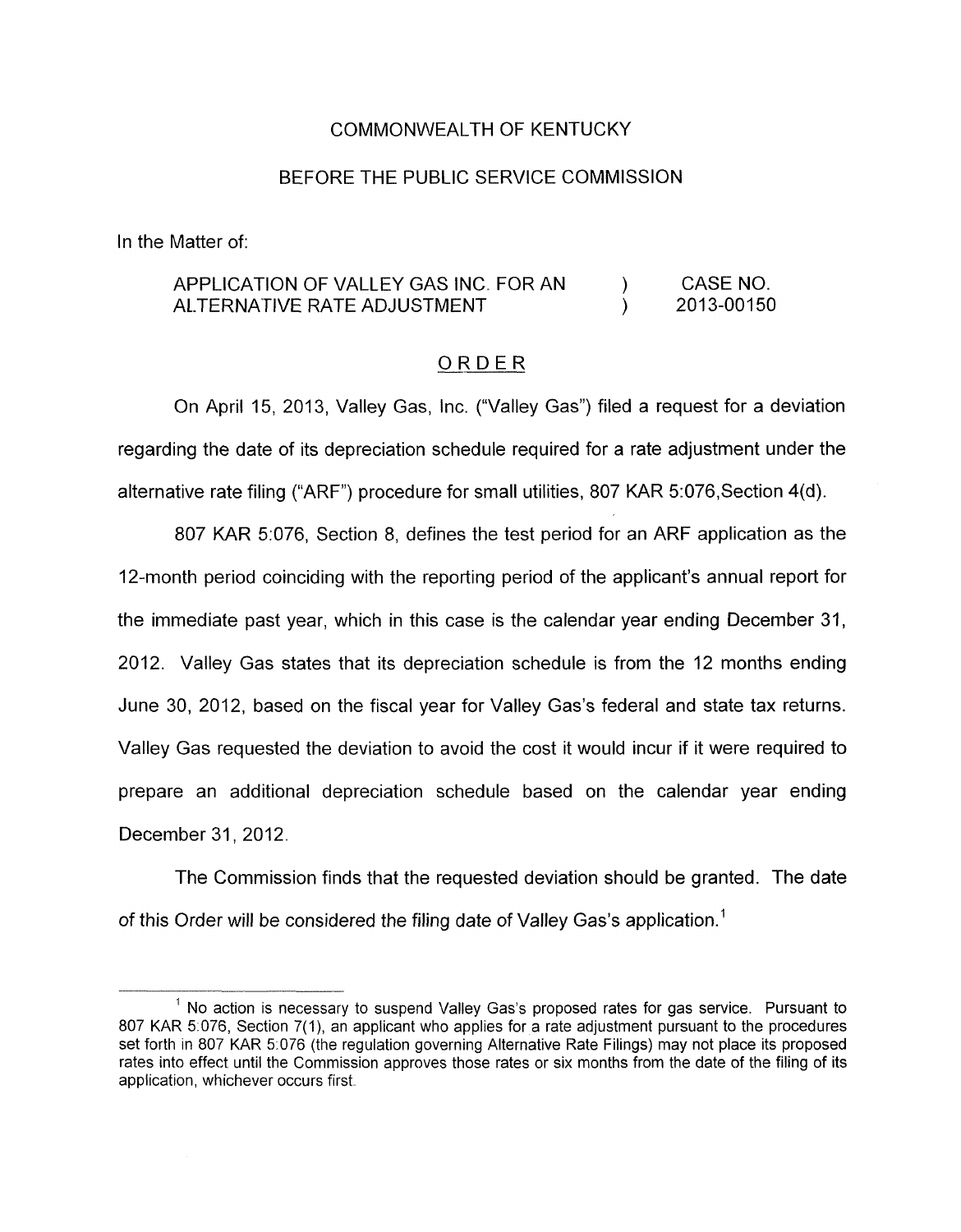COMMONWEALTH OF KENTUCKY

BEFORE THE PUBLIC SERVICE COMMISSION

In the Matter of:

| | | |
|---|---|---|
| APPLICATION OF VALLEY GAS INC. FOR AN ALTERNATIVE RATE ADJUSTMENT | ) ) | CASE NO. 2013-00150 |

## ORDER

On April 15, 2013, Valley Gas, Inc. ("Valley Gas") filed a request for a deviation regarding the date of its depreciation schedule required for a rate adjustment under the alternative rate filing ("ARF") procedure for small utilities, 807 KAR 5:076, Section 4(d).

807 KAR 5:076, Section 8, defines the test period for an ARF application as the 12-month period coinciding with the reporting period of the applicant's annual report for the immediate past year, which in this case is the calendar year ending December 31, 2012. Valley Gas states that its depreciation schedule is from the 12 months ending June 30, 2012, based on the fiscal year for Valley Gas's federal and state tax returns. Valley Gas requested the deviation to avoid the cost it would incur if it were required to prepare an additional depreciation schedule based on the calendar year ending December 31, 2012.

The Commission finds that the requested deviation should be granted. The date of this Order will be considered the filing date of Valley Gas's application.[1]

---

[1] No action is necessary to suspend Valley Gas's proposed rates for gas service. Pursuant to 807 KAR 5:076, Section 7(1), an applicant who applies for a rate adjustment pursuant to the procedures set forth in 807 KAR 5:076 (the regulation governing Alternative Rate Filings) may not place its proposed rates into effect until the Commission approves those rates or six months from the date of the filing of its application, whichever occurs first.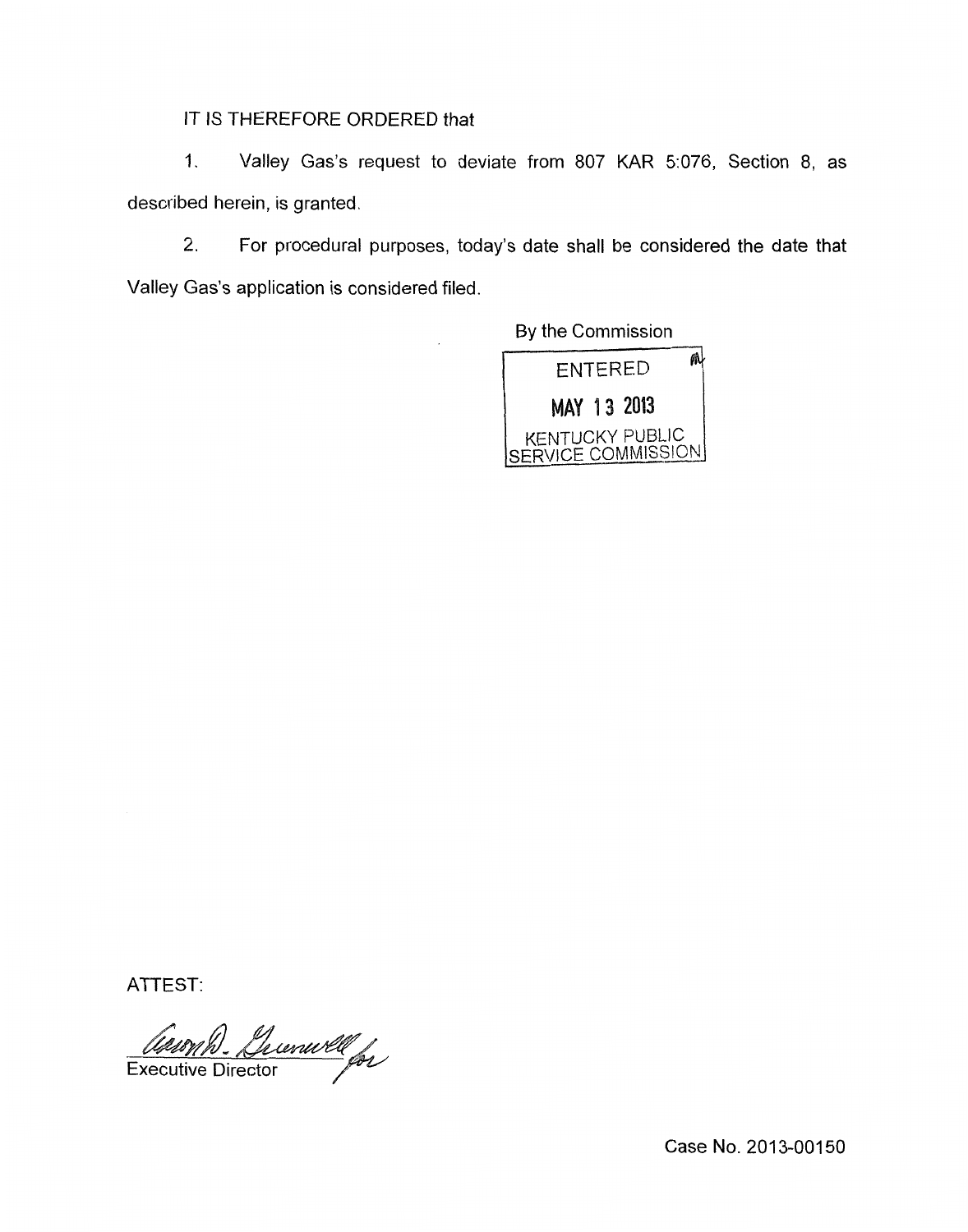IT IS THEREFORE ORDERED that

1. Valley Gas's request to deviate from 807 KAR 5:076, Section 8, as described herein, is granted.

2. For procedural purposes, today's date shall be considered the date that Valley Gas's application is considered filed.

By the Commission

ENTERED
MAY 13 2013
KENTUCKY PUBLIC SERVICE COMMISSION

ATTEST:

Executive Director

Case No. 2013-00150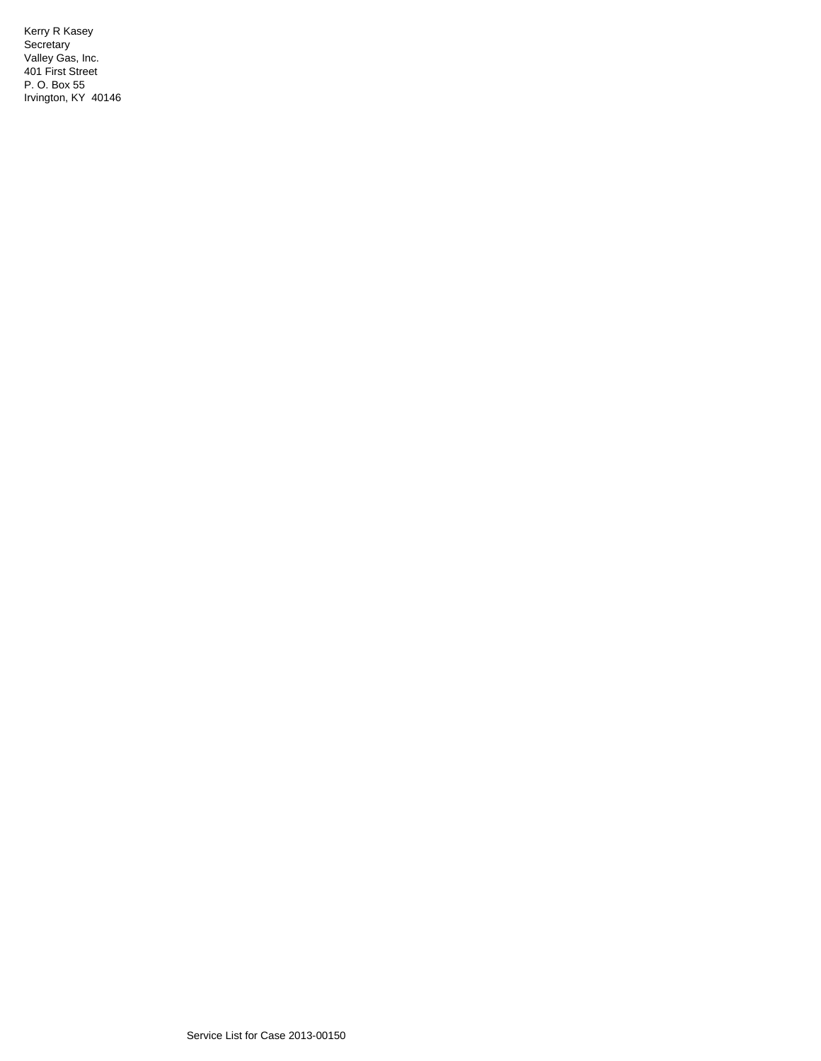Kerry R Kasey
Secretary
Valley Gas, Inc.
401 First Street
P. O. Box 55
Irvington, KY  40146